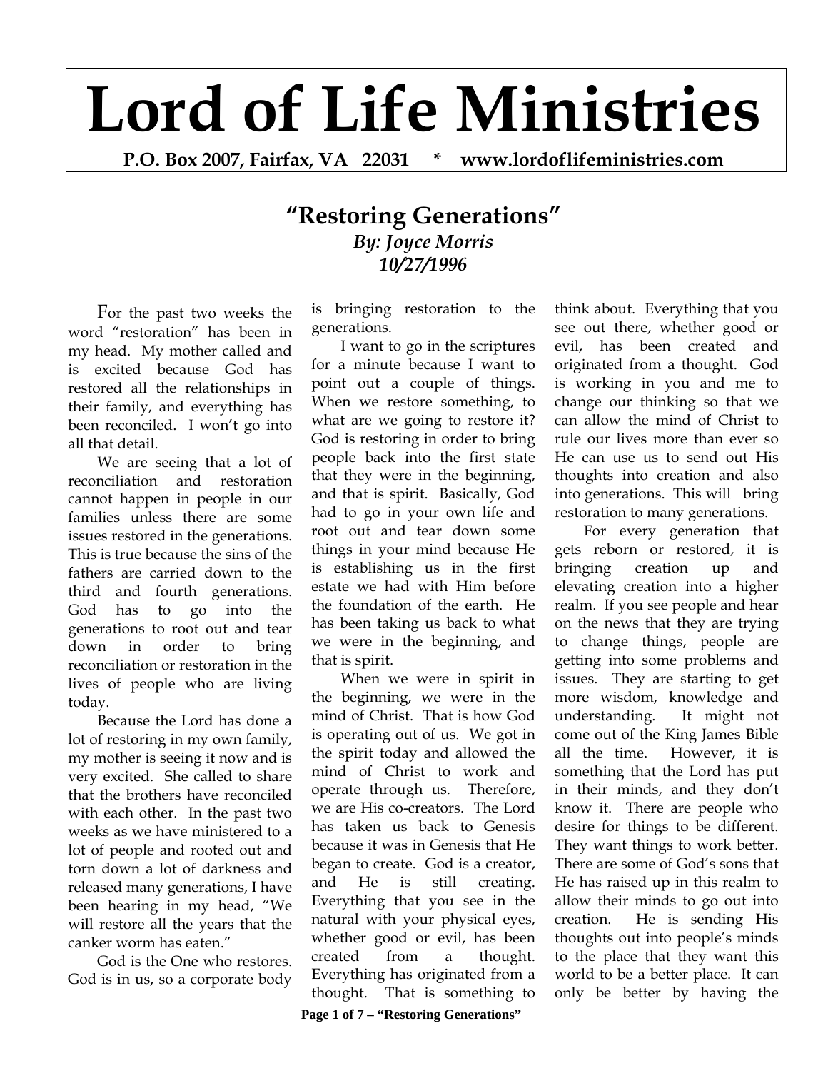# Lord of Life Ministries

**P.O. Box 2007, Fairfax, VA 22031 * www.lordoflifeministries.com**

## "Restoring Generations"

***By: Joyce Morris***
***10/27/1996***

For the past two weeks the word "restoration" has been in my head. My mother called and is excited because God has restored all the relationships in their family, and everything has been reconciled. I won't go into all that detail.

We are seeing that a lot of reconciliation and restoration cannot happen in people in our families unless there are some issues restored in the generations. This is true because the sins of the fathers are carried down to the third and fourth generations. God has to go into the generations to root out and tear down in order to bring reconciliation or restoration in the lives of people who are living today.

Because the Lord has done a lot of restoring in my own family, my mother is seeing it now and is very excited. She called to share that the brothers have reconciled with each other. In the past two weeks as we have ministered to a lot of people and rooted out and torn down a lot of darkness and released many generations, I have been hearing in my head, "We will restore all the years that the canker worm has eaten."

God is the One who restores. God is in us, so a corporate body is bringing restoration to the generations.

I want to go in the scriptures for a minute because I want to point out a couple of things. When we restore something, to what are we going to restore it? God is restoring in order to bring people back into the first state that they were in the beginning, and that is spirit. Basically, God had to go in your own life and root out and tear down some things in your mind because He is establishing us in the first estate we had with Him before the foundation of the earth. He has been taking us back to what we were in the beginning, and that is spirit.

When we were in spirit in the beginning, we were in the mind of Christ. That is how God is operating out of us. We got in the spirit today and allowed the mind of Christ to work and operate through us. Therefore, we are His co-creators. The Lord has taken us back to Genesis because it was in Genesis that He began to create. God is a creator, and He is still creating. Everything that you see in the natural with your physical eyes, whether good or evil, has been created from a thought. Everything has originated from a thought. That is something to think about. Everything that you see out there, whether good or evil, has been created and originated from a thought. God is working in you and me to change our thinking so that we can allow the mind of Christ to rule our lives more than ever so He can use us to send out His thoughts into creation and also into generations. This will bring restoration to many generations.

For every generation that gets reborn or restored, it is bringing creation up and elevating creation into a higher realm. If you see people and hear on the news that they are trying to change things, people are getting into some problems and issues. They are starting to get more wisdom, knowledge and understanding. It might not come out of the King James Bible all the time. However, it is something that the Lord has put in their minds, and they don't know it. There are people who desire for things to be different. They want things to work better. There are some of God's sons that He has raised up in this realm to allow their minds to go out into creation. He is sending His thoughts out into people's minds to the place that they want this world to be a better place. It can only be better by having the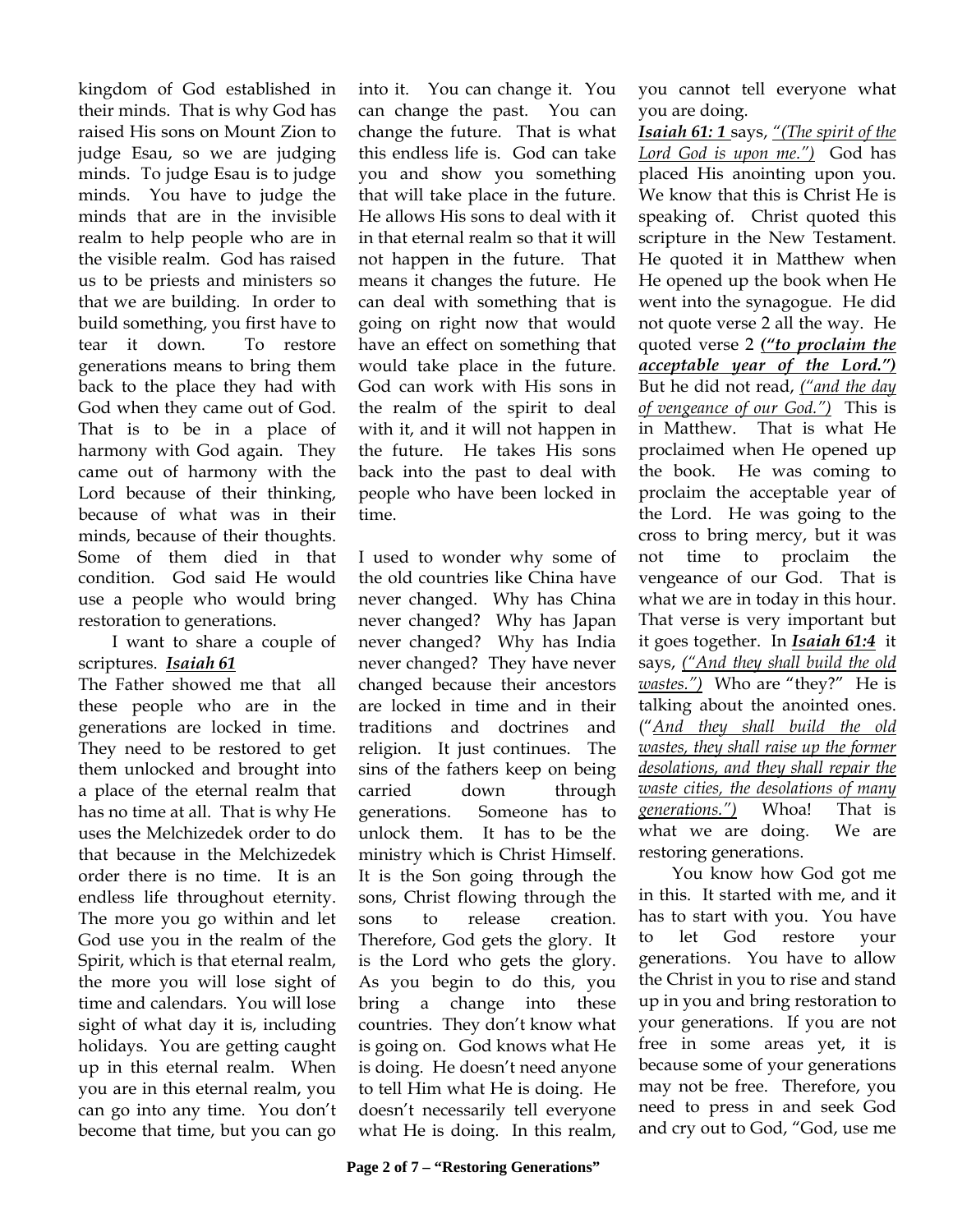kingdom of God established in their minds. That is why God has raised His sons on Mount Zion to judge Esau, so we are judging minds. To judge Esau is to judge minds. You have to judge the minds that are in the invisible realm to help people who are in the visible realm. God has raised us to be priests and ministers so that we are building. In order to build something, you first have to tear it down. To restore generations means to bring them back to the place they had with God when they came out of God. That is to be in a place of harmony with God again. They came out of harmony with the Lord because of their thinking, because of what was in their minds, because of their thoughts. Some of them died in that condition. God said He would use a people who would bring restoration to generations.

I want to share a couple of scriptures. ***Isaiah 61***

The Father showed me that all these people who are in the generations are locked in time. They need to be restored to get them unlocked and brought into a place of the eternal realm that has no time at all. That is why He uses the Melchizedek order to do that because in the Melchizedek order there is no time. It is an endless life throughout eternity. The more you go within and let God use you in the realm of the Spirit, which is that eternal realm, the more you will lose sight of time and calendars. You will lose sight of what day it is, including holidays. You are getting caught up in this eternal realm. When you are in this eternal realm, you can go into any time. You don't become that time, but you can go into it. You can change it. You can change the past. You can change the future. That is what this endless life is. God can take you and show you something that will take place in the future. He allows His sons to deal with it in that eternal realm so that it will not happen in the future. That means it changes the future. He can deal with something that is going on right now that would have an effect on something that would take place in the future. God can work with His sons in the realm of the spirit to deal with it, and it will not happen in the future. He takes His sons back into the past to deal with people who have been locked in time.

I used to wonder why some of the old countries like China have never changed. Why has China never changed? Why has Japan never changed? Why has India never changed? They have never changed because their ancestors are locked in time and in their traditions and doctrines and religion. It just continues. The sins of the fathers keep on being carried down through generations. Someone has to unlock them. It has to be the ministry which is Christ Himself. It is the Son going through the sons, Christ flowing through the sons to release creation. Therefore, God gets the glory. It is the Lord who gets the glory. As you begin to do this, you bring a change into these countries. They don't know what is going on. God knows what He is doing. He doesn't need anyone to tell Him what He is doing. He doesn't necessarily tell everyone what He is doing. In this realm, you cannot tell everyone what you are doing.

***Isaiah 61: 1*** says, *("The spirit of the Lord God is upon me.")* God has placed His anointing upon you. We know that this is Christ He is speaking of. Christ quoted this scripture in the New Testament. He quoted it in Matthew when He opened up the book when He went into the synagogue. He did not quote verse 2 all the way. He quoted verse 2 ***("to proclaim the acceptable year of the Lord.")*** But he did not read, *("and the day of vengeance of our God.")* This is in Matthew. That is what He proclaimed when He opened up the book. He was coming to proclaim the acceptable year of the Lord. He was going to the cross to bring mercy, but it was not time to proclaim the vengeance of our God. That is what we are in today in this hour. That verse is very important but it goes together. In ***Isaiah 61:4*** it says, *("And they shall build the old wastes.")* Who are "they?" He is talking about the anointed ones. (*"And they shall build the old wastes, they shall raise up the former desolations, and they shall repair the waste cities, the desolations of many generations.")* Whoa! That is what we are doing. We are restoring generations.

You know how God got me in this. It started with me, and it has to start with you. You have to let God restore your generations. You have to allow the Christ in you to rise and stand up in you and bring restoration to your generations. If you are not free in some areas yet, it is because some of your generations may not be free. Therefore, you need to press in and seek God and cry out to God, "God, use me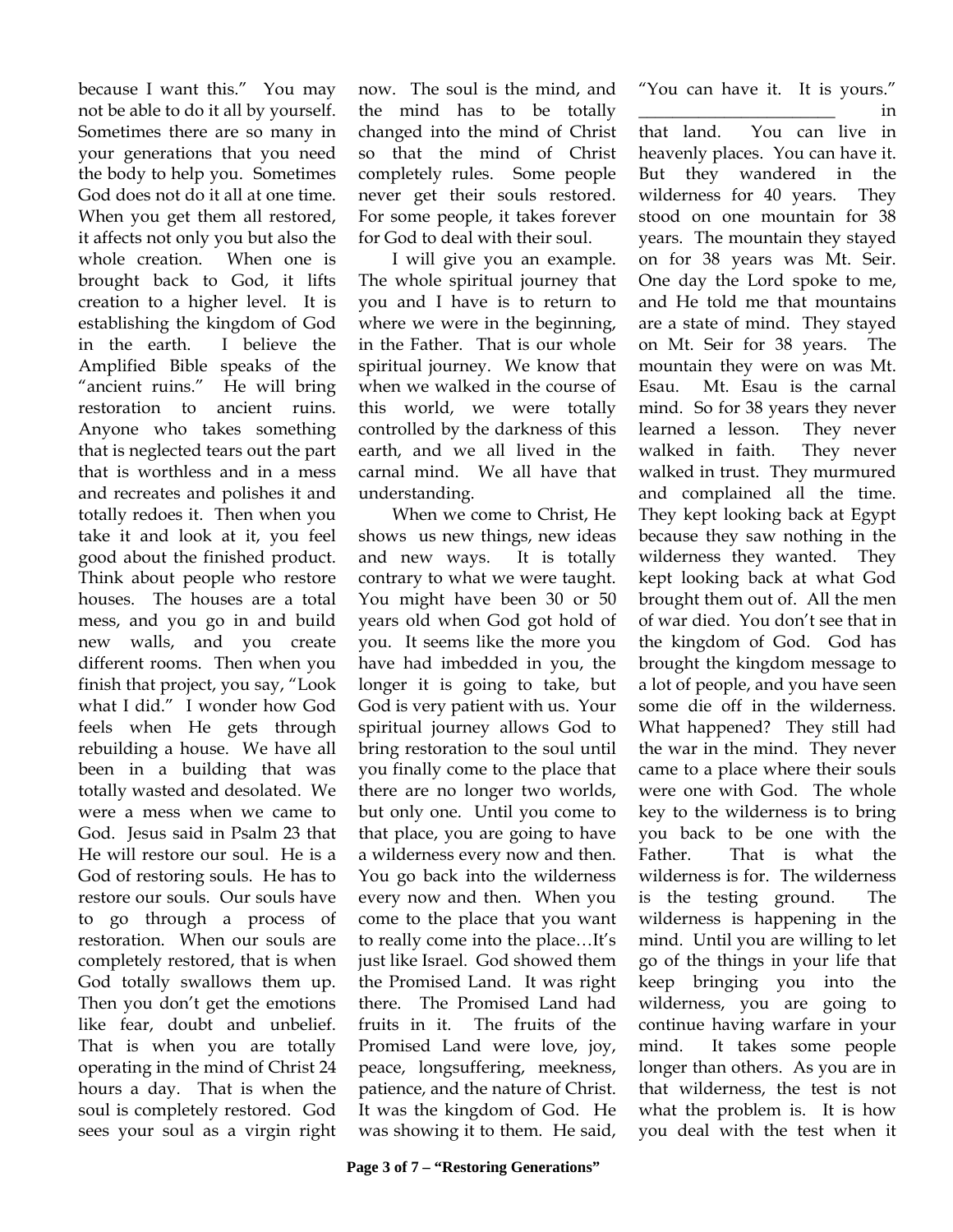because I want this." You may not be able to do it all by yourself. Sometimes there are so many in your generations that you need the body to help you. Sometimes God does not do it all at one time. When you get them all restored, it affects not only you but also the whole creation. When one is brought back to God, it lifts creation to a higher level. It is establishing the kingdom of God in the earth. I believe the Amplified Bible speaks of the "ancient ruins." He will bring restoration to ancient ruins. Anyone who takes something that is neglected tears out the part that is worthless and in a mess and recreates and polishes it and totally redoes it. Then when you take it and look at it, you feel good about the finished product. Think about people who restore houses. The houses are a total mess, and you go in and build new walls, and you create different rooms. Then when you finish that project, you say, "Look what I did." I wonder how God feels when He gets through rebuilding a house. We have all been in a building that was totally wasted and desolated. We were a mess when we came to God. Jesus said in Psalm 23 that He will restore our soul. He is a God of restoring souls. He has to restore our souls. Our souls have to go through a process of restoration. When our souls are completely restored, that is when God totally swallows them up. Then you don't get the emotions like fear, doubt and unbelief. That is when you are totally operating in the mind of Christ 24 hours a day. That is when the soul is completely restored. God sees your soul as a virgin right now. The soul is the mind, and the mind has to be totally changed into the mind of Christ so that the mind of Christ completely rules. Some people never get their souls restored. For some people, it takes forever for God to deal with their soul.

I will give you an example. The whole spiritual journey that you and I have is to return to where we were in the beginning, in the Father. That is our whole spiritual journey. We know that when we walked in the course of this world, we were totally controlled by the darkness of this earth, and we all lived in the carnal mind. We all have that understanding.

When we come to Christ, He shows us new things, new ideas and new ways. It is totally contrary to what we were taught. You might have been 30 or 50 years old when God got hold of you. It seems like the more you have had imbedded in you, the longer it is going to take, but God is very patient with us. Your spiritual journey allows God to bring restoration to the soul until you finally come to the place that there are no longer two worlds, but only one. Until you come to that place, you are going to have a wilderness every now and then. You go back into the wilderness every now and then. When you come to the place that you want to really come into the place…It's just like Israel. God showed them the Promised Land. It was right there. The Promised Land had fruits in it. The fruits of the Promised Land were love, joy, peace, longsuffering, meekness, patience, and the nature of Christ. It was the kingdom of God. He was showing it to them. He said, "You can have it. It is yours." _______________________ in that land. You can live in heavenly places. You can have it. But they wandered in the wilderness for 40 years. They stood on one mountain for 38 years. The mountain they stayed on for 38 years was Mt. Seir. One day the Lord spoke to me, and He told me that mountains are a state of mind. They stayed on Mt. Seir for 38 years. The mountain they were on was Mt. Esau. Mt. Esau is the carnal mind. So for 38 years they never learned a lesson. They never walked in faith. They never walked in trust. They murmured and complained all the time. They kept looking back at Egypt because they saw nothing in the wilderness they wanted. They kept looking back at what God brought them out of. All the men of war died. You don't see that in the kingdom of God. God has brought the kingdom message to a lot of people, and you have seen some die off in the wilderness. What happened? They still had the war in the mind. They never came to a place where their souls were one with God. The whole key to the wilderness is to bring you back to be one with the Father. That is what the wilderness is for. The wilderness is the testing ground. The wilderness is happening in the mind. Until you are willing to let go of the things in your life that keep bringing you into the wilderness, you are going to continue having warfare in your mind. It takes some people longer than others. As you are in that wilderness, the test is not what the problem is. It is how you deal with the test when it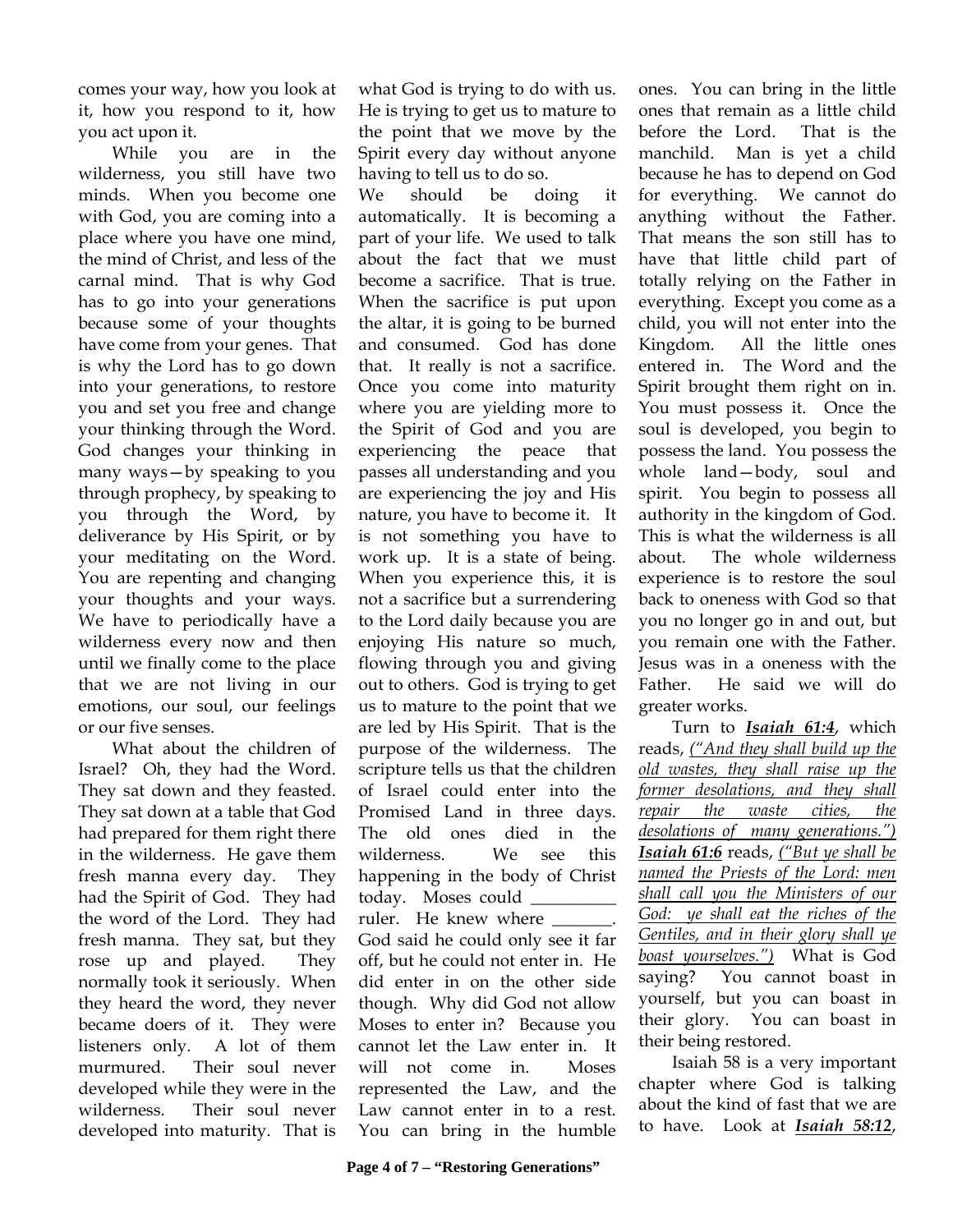comes your way, how you look at it, how you respond to it, how you act upon it.

While you are in the wilderness, you still have two minds. When you become one with God, you are coming into a place where you have one mind, the mind of Christ, and less of the carnal mind. That is why God has to go into your generations because some of your thoughts have come from your genes. That is why the Lord has to go down into your generations, to restore you and set you free and change your thinking through the Word. God changes your thinking in many ways—by speaking to you through prophecy, by speaking to you through the Word, by deliverance by His Spirit, or by your meditating on the Word. You are repenting and changing your thoughts and your ways. We have to periodically have a wilderness every now and then until we finally come to the place that we are not living in our emotions, our soul, our feelings or our five senses.

What about the children of Israel? Oh, they had the Word. They sat down and they feasted. They sat down at a table that God had prepared for them right there in the wilderness. He gave them fresh manna every day. They had the Spirit of God. They had the word of the Lord. They had fresh manna. They sat, but they rose up and played. They normally took it seriously. When they heard the word, they never became doers of it. They were listeners only. A lot of them murmured. Their soul never developed while they were in the wilderness. Their soul never developed into maturity. That is what God is trying to do with us. He is trying to get us to mature to the point that we move by the Spirit every day without anyone having to tell us to do so.

We should be doing it automatically. It is becoming a part of your life. We used to talk about the fact that we must become a sacrifice. That is true. When the sacrifice is put upon the altar, it is going to be burned and consumed. God has done that. It really is not a sacrifice. Once you come into maturity where you are yielding more to the Spirit of God and you are experiencing the peace that passes all understanding and you are experiencing the joy and His nature, you have to become it. It is not something you have to work up. It is a state of being. When you experience this, it is not a sacrifice but a surrendering to the Lord daily because you are enjoying His nature so much, flowing through you and giving out to others. God is trying to get us to mature to the point that we are led by His Spirit. That is the purpose of the wilderness. The scripture tells us that the children of Israel could enter into the Promised Land in three days. The old ones died in the wilderness. We see this happening in the body of Christ today. Moses could _________ ruler. He knew where _______. God said he could only see it far off, but he could not enter in. He did enter in on the other side though. Why did God not allow Moses to enter in? Because you cannot let the Law enter in. It will not come in. Moses represented the Law, and the Law cannot enter in to a rest. You can bring in the humble ones. You can bring in the little ones that remain as a little child before the Lord. That is the manchild. Man is yet a child because he has to depend on God for everything. We cannot do anything without the Father. That means the son still has to have that little child part of totally relying on the Father in everything. Except you come as a child, you will not enter into the Kingdom. All the little ones entered in. The Word and the Spirit brought them right on in. You must possess it. Once the soul is developed, you begin to possess the land. You possess the whole land—body, soul and spirit. You begin to possess all authority in the kingdom of God. This is what the wilderness is all about. The whole wilderness experience is to restore the soul back to oneness with God so that you no longer go in and out, but you remain one with the Father. Jesus was in a oneness with the Father. He said we will do greater works.

Turn to ***Isaiah 61:4***, which reads, *("And they shall build up the old wastes, they shall raise up the former desolations, and they shall repair the waste cities, the desolations of many generations.")* ***Isaiah 61:6*** reads, *("But ye shall be named the Priests of the Lord: men shall call you the Ministers of our God: ye shall eat the riches of the Gentiles, and in their glory shall ye boast yourselves.")* What is God saying? You cannot boast in yourself, but you can boast in their glory. You can boast in their being restored.

Isaiah 58 is a very important chapter where God is talking about the kind of fast that we are to have. Look at ***Isaiah 58:12***,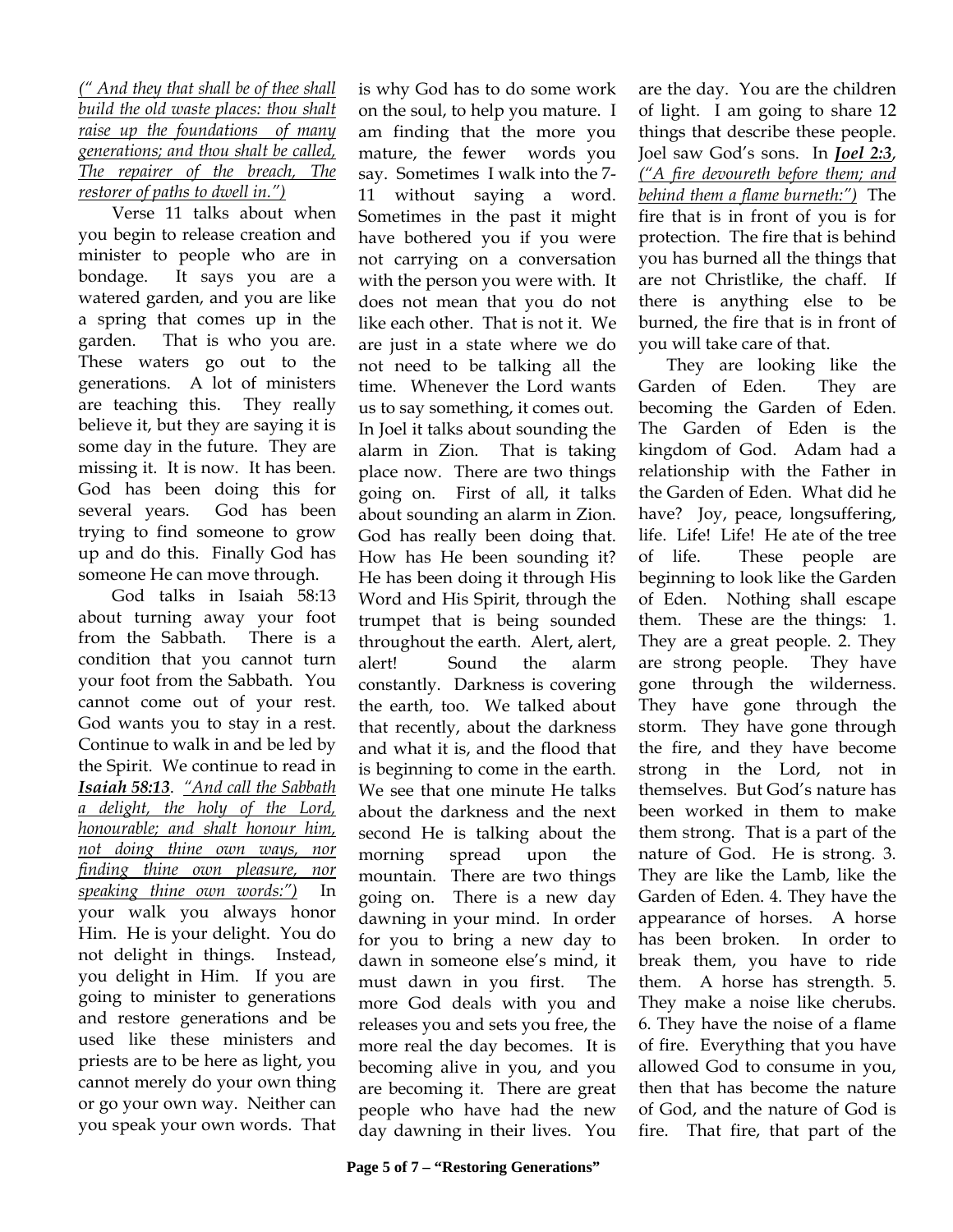*<u>(" And they that shall be of thee shall build the old waste places: thou shalt raise up the foundations of many generations; and thou shalt be called, The repairer of the breach, The restorer of paths to dwell in.")</u>*

Verse 11 talks about when you begin to release creation and minister to people who are in bondage. It says you are a watered garden, and you are like a spring that comes up in the garden. That is who you are. These waters go out to the generations. A lot of ministers are teaching this. They really believe it, but they are saying it is some day in the future. They are missing it. It is now. It has been. God has been doing this for several years. God has been trying to find someone to grow up and do this. Finally God has someone He can move through.

God talks in Isaiah 58:13 about turning away your foot from the Sabbath. There is a condition that you cannot turn your foot from the Sabbath. You cannot come out of your rest. God wants you to stay in a rest. Continue to walk in and be led by the Spirit. We continue to read in ***<u>Isaiah 58:13</u>***. *<u>"And call the Sabbath a delight, the holy of the Lord, honourable; and shalt honour him, not doing thine own ways, nor finding thine own pleasure, nor speaking thine own words:")</u>* In your walk you always honor Him. He is your delight. You do not delight in things. Instead, you delight in Him. If you are going to minister to generations and restore generations and be used like these ministers and priests are to be here as light, you cannot merely do your own thing or go your own way. Neither can you speak your own words. That is why God has to do some work on the soul, to help you mature. I am finding that the more you mature, the fewer words you say. Sometimes I walk into the 7-11 without saying a word. Sometimes in the past it might have bothered you if you were not carrying on a conversation with the person you were with. It does not mean that you do not like each other. That is not it. We are just in a state where we do not need to be talking all the time. Whenever the Lord wants us to say something, it comes out. In Joel it talks about sounding the alarm in Zion. That is taking place now. There are two things going on. First of all, it talks about sounding an alarm in Zion. God has really been doing that. How has He been sounding it? He has been doing it through His Word and His Spirit, through the trumpet that is being sounded throughout the earth. Alert, alert, alert! Sound the alarm constantly. Darkness is covering the earth, too. We talked about that recently, about the darkness and what it is, and the flood that is beginning to come in the earth. We see that one minute He talks about the darkness and the next second He is talking about the morning spread upon the mountain. There are two things going on. There is a new day dawning in your mind. In order for you to bring a new day to dawn in someone else's mind, it must dawn in you first. The more God deals with you and releases you and sets you free, the more real the day becomes. It is becoming alive in you, and you are becoming it. There are great people who have had the new day dawning in their lives. You are the day. You are the children of light. I am going to share 12 things that describe these people. Joel saw God's sons. In ***<u>Joel 2:3</u>***, *<u>("A fire devoureth before them; and behind them a flame burneth:")</u>* The fire that is in front of you is for protection. The fire that is behind you has burned all the things that are not Christlike, the chaff. If there is anything else to be burned, the fire that is in front of you will take care of that.

They are looking like the Garden of Eden. They are becoming the Garden of Eden. The Garden of Eden is the kingdom of God. Adam had a relationship with the Father in the Garden of Eden. What did he have? Joy, peace, longsuffering, life. Life! Life! He ate of the tree of life. These people are beginning to look like the Garden of Eden. Nothing shall escape them. These are the things: 1. They are a great people. 2. They are strong people. They have gone through the wilderness. They have gone through the storm. They have gone through the fire, and they have become strong in the Lord, not in themselves. But God's nature has been worked in them to make them strong. That is a part of the nature of God. He is strong. 3. They are like the Lamb, like the Garden of Eden. 4. They have the appearance of horses. A horse has been broken. In order to break them, you have to ride them. A horse has strength. 5. They make a noise like cherubs. 6. They have the noise of a flame of fire. Everything that you have allowed God to consume in you, then that has become the nature of God, and the nature of God is fire. That fire, that part of the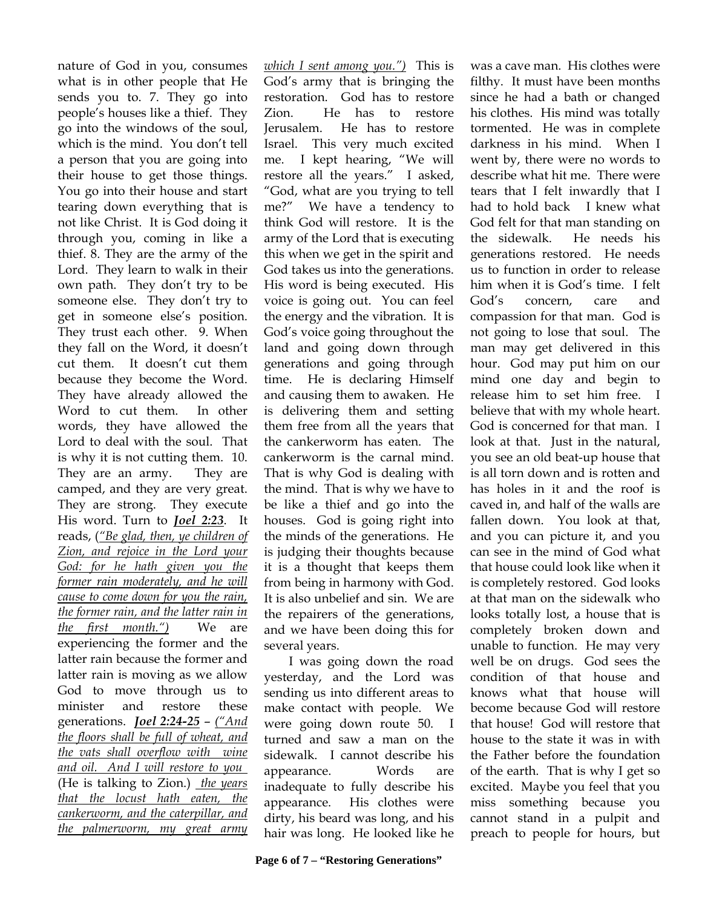nature of God in you, consumes what is in other people that He sends you to. 7. They go into people's houses like a thief. They go into the windows of the soul, which is the mind. You don't tell a person that you are going into their house to get those things. You go into their house and start tearing down everything that is not like Christ. It is God doing it through you, coming in like a thief. 8. They are the army of the Lord. They learn to walk in their own path. They don't try to be someone else. They don't try to get in someone else's position. They trust each other. 9. When they fall on the Word, it doesn't cut them. It doesn't cut them because they become the Word. They have already allowed the Word to cut them. In other words, they have allowed the Lord to deal with the soul. That is why it is not cutting them. 10. They are an army. They are camped, and they are very great. They are strong. They execute His word. Turn to ***Joel 2:23***. It reads, (*"Be glad, then, ye children of Zion, and rejoice in the Lord your God: for he hath given you the former rain moderately, and he will cause to come down for you the rain, the former rain, and the latter rain in the first month."*) We are experiencing the former and the latter rain because the former and latter rain is moving as we allow God to move through us to minister and restore these generations. ***Joel 2:24-25*** – *("And the floors shall be full of wheat, and the vats shall overflow with wine and oil. And I will restore to you* (He is talking to Zion.) *the years that the locust hath eaten, the cankerworm, and the caterpillar, and the palmerworm, my great army which I sent among you.")* This is God's army that is bringing the restoration. God has to restore Zion. He has to restore Jerusalem. He has to restore Israel. This very much excited me. I kept hearing, "We will restore all the years." I asked, "God, what are you trying to tell me?" We have a tendency to think God will restore. It is the army of the Lord that is executing this when we get in the spirit and God takes us into the generations. His word is being executed. His voice is going out. You can feel the energy and the vibration. It is God's voice going throughout the land and going down through generations and going through time. He is declaring Himself and causing them to awaken. He is delivering them and setting them free from all the years that the cankerworm has eaten. The cankerworm is the carnal mind. That is why God is dealing with the mind. That is why we have to be like a thief and go into the houses. God is going right into the minds of the generations. He is judging their thoughts because it is a thought that keeps them from being in harmony with God. It is also unbelief and sin. We are the repairers of the generations, and we have been doing this for several years.

I was going down the road yesterday, and the Lord was sending us into different areas to make contact with people. We were going down route 50. I turned and saw a man on the sidewalk. I cannot describe his appearance. Words are inadequate to fully describe his appearance. His clothes were dirty, his beard was long, and his hair was long. He looked like he was a cave man. His clothes were filthy. It must have been months since he had a bath or changed his clothes. His mind was totally tormented. He was in complete darkness in his mind. When I went by, there were no words to describe what hit me. There were tears that I felt inwardly that I had to hold back I knew what God felt for that man standing on the sidewalk. He needs his generations restored. He needs us to function in order to release him when it is God's time. I felt God's concern, care and compassion for that man. God is not going to lose that soul. The man may get delivered in this hour. God may put him on our mind one day and begin to release him to set him free. I believe that with my whole heart. God is concerned for that man. I look at that. Just in the natural, you see an old beat-up house that is all torn down and is rotten and has holes in it and the roof is caved in, and half of the walls are fallen down. You look at that, and you can picture it, and you can see in the mind of God what that house could look like when it is completely restored. God looks at that man on the sidewalk who looks totally lost, a house that is completely broken down and unable to function. He may very well be on drugs. God sees the condition of that house and knows what that house will become because God will restore that house! God will restore that house to the state it was in with the Father before the foundation of the earth. That is why I get so excited. Maybe you feel that you miss something because you cannot stand in a pulpit and preach to people for hours, but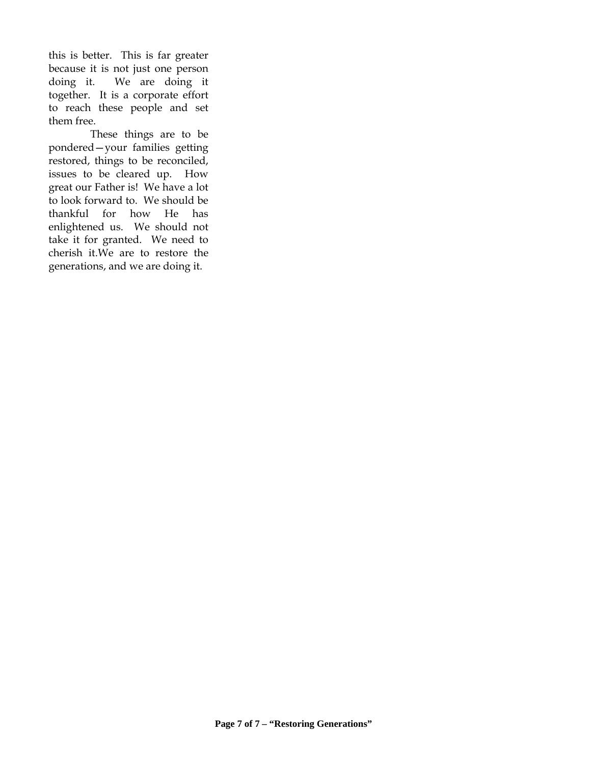this is better. This is far greater because it is not just one person doing it. We are doing it together. It is a corporate effort to reach these people and set them free.

These things are to be pondered—your families getting restored, things to be reconciled, issues to be cleared up. How great our Father is! We have a lot to look forward to. We should be thankful for how He has enlightened us. We should not take it for granted. We need to cherish it.We are to restore the generations, and we are doing it.